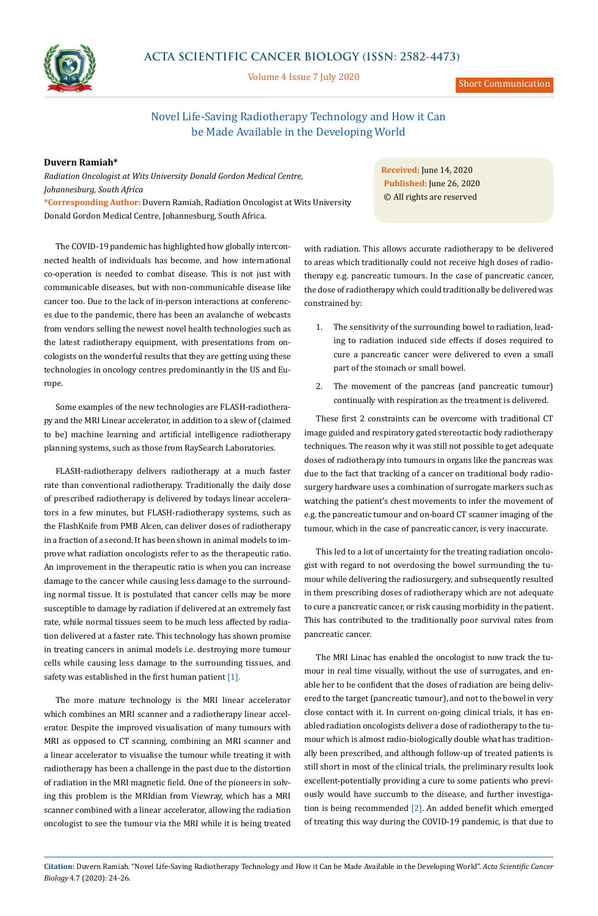Short Communication

# Novel Life-Saving Radiotherapy Technology and How it Can be Made Available in the Developing World

**Duvern Ramiah***

*Radiation Oncologist at Wits University Donald Gordon Medical Centre, Johannesburg, South Africa*

***Corresponding Author:** Duvern Ramiah, Radiation Oncologist at Wits University Donald Gordon Medical Centre, Johannesburg, South Africa.

**Received:** June 14, 2020
**Published:** June 26, 2020
© All rights are reserved

The COVID-19 pandemic has highlighted how globally interconnected health of individuals has become, and how international co-operation is needed to combat disease. This is not just with communicable diseases, but with non-communicable disease like cancer too. Due to the lack of in-person interactions at conferences due to the pandemic, there has been an avalanche of webcasts from vendors selling the newest novel health technologies such as the latest radiotherapy equipment, with presentations from oncologists on the wonderful results that they are getting using these technologies in oncology centres predominantly in the US and Europe.

Some examples of the new technologies are FLASH-radiotherapy and the MRI Linear accelerator, in addition to a slew of (claimed to be) machine learning and artificial intelligence radiotherapy planning systems, such as those from RaySearch Laboratories.

FLASH-radiotherapy delivers radiotherapy at a much faster rate than conventional radiotherapy. Traditionally the daily dose of prescribed radiotherapy is delivered by todays linear accelerators in a few minutes, but FLASH-radiotherapy systems, such as the FlashKnife from PMB Alcen, can deliver doses of radiotherapy in a fraction of a second. It has been shown in animal models to improve what radiation oncologists refer to as the therapeutic ratio. An improvement in the therapeutic ratio is when you can increase damage to the cancer while causing less damage to the surrounding normal tissue. It is postulated that cancer cells may be more susceptible to damage by radiation if delivered at an extremely fast rate, while normal tissues seem to be much less affected by radiation delivered at a faster rate. This technology has shown promise in treating cancers in animal models i.e. destroying more tumour cells while causing less damage to the surrounding tissues, and safety was established in the first human patient [1].

The more mature technology is the MRI linear accelerator which combines an MRI scanner and a radiotherapy linear accelerator. Despite the improved visualisation of many tumours with MRI as opposed to CT scanning, combining an MRI scanner and a linear accelerator to visualise the tumour while treating it with radiotherapy has been a challenge in the past due to the distortion of radiation in the MRI magnetic field. One of the pioneers in solving this problem is the MRIdian from Viewray, which has a MRI scanner combined with a linear accelerator, allowing the radiation oncologist to see the tumour via the MRI while it is being treated with radiation. This allows accurate radiotherapy to be delivered to areas which traditionally could not receive high doses of radiotherapy e.g. pancreatic tumours. In the case of pancreatic cancer, the dose of radiotherapy which could traditionally be delivered was constrained by:

1. The sensitivity of the surrounding bowel to radiation, leading to radiation induced side effects if doses required to cure a pancreatic cancer were delivered to even a small part of the stomach or small bowel.
2. The movement of the pancreas (and pancreatic tumour) continually with respiration as the treatment is delivered.

These first 2 constraints can be overcome with traditional CT image guided and respiratory gated stereotactic body radiotherapy techniques. The reason why it was still not possible to get adequate doses of radiotherapy into tumours in organs like the pancreas was due to the fact that tracking of a cancer on traditional body radiosurgery hardware uses a combination of surrogate markers such as watching the patient's chest movements to infer the movement of e.g. the pancreatic tumour and on-board CT scanner imaging of the tumour, which in the case of pancreatic cancer, is very inaccurate.

This led to a lot of uncertainty for the treating radiation oncologist with regard to not overdosing the bowel surrounding the tumour while delivering the radiosurgery, and subsequently resulted in them prescribing doses of radiotherapy which are not adequate to cure a pancreatic cancer, or risk causing morbidity in the patient. This has contributed to the traditionally poor survival rates from pancreatic cancer.

The MRI Linac has enabled the oncologist to now track the tumour in real time visually, without the use of surrogates, and enable her to be confident that the doses of radiation are being delivered to the target (pancreatic tumour), and not to the bowel in very close contact with it. In current on-going clinical trials, it has enabled radiation oncologists deliver a dose of radiotherapy to the tumour which is almost radio-biologically double what has traditionally been prescribed, and although follow-up of treated patients is still short in most of the clinical trials, the preliminary results look excellent-potentially providing a cure to some patients who previously would have succumb to the disease, and further investigation is being recommended [2]. An added benefit which emerged of treating this way during the COVID-19 pandemic, is that due to

**Citation:** Duvern Ramiah. "Novel Life-Saving Radiotherapy Technology and How it Can be Made Available in the Developing World". *Acta Scientific Cancer Biology* 4.7 (2020): 24-26.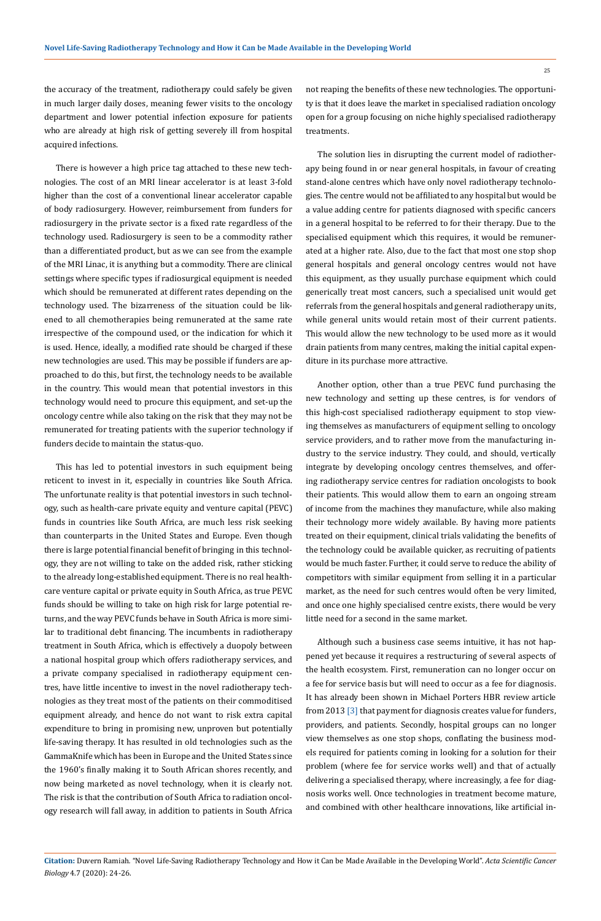the accuracy of the treatment, radiotherapy could safely be given in much larger daily doses, meaning fewer visits to the oncology department and lower potential infection exposure for patients who are already at high risk of getting severely ill from hospital acquired infections.

There is however a high price tag attached to these new technologies. The cost of an MRI linear accelerator is at least 3-fold higher than the cost of a conventional linear accelerator capable of body radiosurgery. However, reimbursement from funders for radiosurgery in the private sector is a fixed rate regardless of the technology used. Radiosurgery is seen to be a commodity rather than a differentiated product, but as we can see from the example of the MRI Linac, it is anything but a commodity. There are clinical settings where specific types if radiosurgical equipment is needed which should be remunerated at different rates depending on the technology used. The bizarreness of the situation could be likened to all chemotherapies being remunerated at the same rate irrespective of the compound used, or the indication for which it is used. Hence, ideally, a modified rate should be charged if these new technologies are used. This may be possible if funders are approached to do this, but first, the technology needs to be available in the country. This would mean that potential investors in this technology would need to procure this equipment, and set-up the oncology centre while also taking on the risk that they may not be remunerated for treating patients with the superior technology if funders decide to maintain the status-quo.

This has led to potential investors in such equipment being reticent to invest in it, especially in countries like South Africa. The unfortunate reality is that potential investors in such technology, such as health-care private equity and venture capital (PEVC) funds in countries like South Africa, are much less risk seeking than counterparts in the United States and Europe. Even though there is large potential financial benefit of bringing in this technology, they are not willing to take on the added risk, rather sticking to the already long-established equipment. There is no real healthcare venture capital or private equity in South Africa, as true PEVC funds should be willing to take on high risk for large potential returns, and the way PEVC funds behave in South Africa is more similar to traditional debt financing. The incumbents in radiotherapy treatment in South Africa, which is effectively a duopoly between a national hospital group which offers radiotherapy services, and a private company specialised in radiotherapy equipment centres, have little incentive to invest in the novel radiotherapy technologies as they treat most of the patients on their commoditised equipment already, and hence do not want to risk extra capital expenditure to bring in promising new, unproven but potentially life-saving therapy. It has resulted in old technologies such as the GammaKnife which has been in Europe and the United States since the 1960's finally making it to South African shores recently, and now being marketed as novel technology, when it is clearly not. The risk is that the contribution of South Africa to radiation oncology research will fall away, in addition to patients in South Africa not reaping the benefits of these new technologies. The opportunity is that it does leave the market in specialised radiation oncology open for a group focusing on niche highly specialised radiotherapy treatments.

The solution lies in disrupting the current model of radiotherapy being found in or near general hospitals, in favour of creating stand-alone centres which have only novel radiotherapy technologies. The centre would not be affiliated to any hospital but would be a value adding centre for patients diagnosed with specific cancers in a general hospital to be referred to for their therapy. Due to the specialised equipment which this requires, it would be remunerated at a higher rate. Also, due to the fact that most one stop shop general hospitals and general oncology centres would not have this equipment, as they usually purchase equipment which could generically treat most cancers, such a specialised unit would get referrals from the general hospitals and general radiotherapy units, while general units would retain most of their current patients. This would allow the new technology to be used more as it would drain patients from many centres, making the initial capital expenditure in its purchase more attractive.

Another option, other than a true PEVC fund purchasing the new technology and setting up these centres, is for vendors of this high-cost specialised radiotherapy equipment to stop viewing themselves as manufacturers of equipment selling to oncology service providers, and to rather move from the manufacturing industry to the service industry. They could, and should, vertically integrate by developing oncology centres themselves, and offering radiotherapy service centres for radiation oncologists to book their patients. This would allow them to earn an ongoing stream of income from the machines they manufacture, while also making their technology more widely available. By having more patients treated on their equipment, clinical trials validating the benefits of the technology could be available quicker, as recruiting of patients would be much faster. Further, it could serve to reduce the ability of competitors with similar equipment from selling it in a particular market, as the need for such centres would often be very limited, and once one highly specialised centre exists, there would be very little need for a second in the same market.

Although such a business case seems intuitive, it has not happened yet because it requires a restructuring of several aspects of the health ecosystem. First, remuneration can no longer occur on a fee for service basis but will need to occur as a fee for diagnosis. It has already been shown in Michael Porters HBR review article from 2013 [3] that payment for diagnosis creates value for funders, providers, and patients. Secondly, hospital groups can no longer view themselves as one stop shops, conflating the business models required for patients coming in looking for a solution for their problem (where fee for service works well) and that of actually delivering a specialised therapy, where increasingly, a fee for diagnosis works well. Once technologies in treatment become mature, and combined with other healthcare innovations, like artificial in-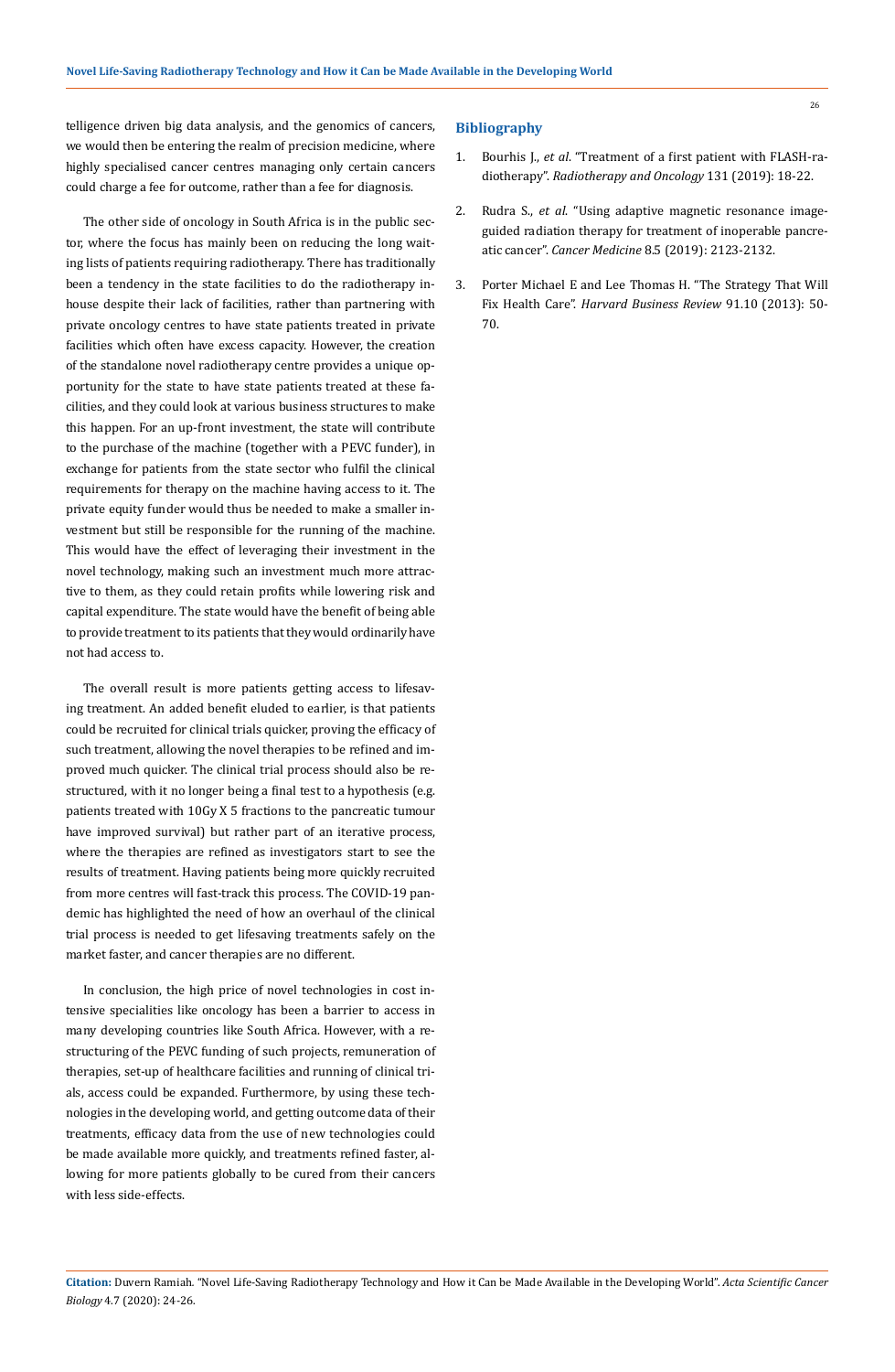telligence driven big data analysis, and the genomics of cancers, we would then be entering the realm of precision medicine, where highly specialised cancer centres managing only certain cancers could charge a fee for outcome, rather than a fee for diagnosis.

The other side of oncology in South Africa is in the public sector, where the focus has mainly been on reducing the long waiting lists of patients requiring radiotherapy. There has traditionally been a tendency in the state facilities to do the radiotherapy in-house despite their lack of facilities, rather than partnering with private oncology centres to have state patients treated in private facilities which often have excess capacity. However, the creation of the standalone novel radiotherapy centre provides a unique opportunity for the state to have state patients treated at these facilities, and they could look at various business structures to make this happen. For an up-front investment, the state will contribute to the purchase of the machine (together with a PEVC funder), in exchange for patients from the state sector who fulfil the clinical requirements for therapy on the machine having access to it. The private equity funder would thus be needed to make a smaller investment but still be responsible for the running of the machine. This would have the effect of leveraging their investment in the novel technology, making such an investment much more attractive to them, as they could retain profits while lowering risk and capital expenditure. The state would have the benefit of being able to provide treatment to its patients that they would ordinarily have not had access to.

The overall result is more patients getting access to lifesaving treatment. An added benefit eluded to earlier, is that patients could be recruited for clinical trials quicker, proving the efficacy of such treatment, allowing the novel therapies to be refined and improved much quicker. The clinical trial process should also be restructured, with it no longer being a final test to a hypothesis (e.g. patients treated with 10Gy X 5 fractions to the pancreatic tumour have improved survival) but rather part of an iterative process, where the therapies are refined as investigators start to see the results of treatment. Having patients being more quickly recruited from more centres will fast-track this process. The COVID-19 pandemic has highlighted the need of how an overhaul of the clinical trial process is needed to get lifesaving treatments safely on the market faster, and cancer therapies are no different.

In conclusion, the high price of novel technologies in cost intensive specialities like oncology has been a barrier to access in many developing countries like South Africa. However, with a restructuring of the PEVC funding of such projects, remuneration of therapies, set-up of healthcare facilities and running of clinical trials, access could be expanded. Furthermore, by using these technologies in the developing world, and getting outcome data of their treatments, efficacy data from the use of new technologies could be made available more quickly, and treatments refined faster, allowing for more patients globally to be cured from their cancers with less side-effects.

## Bibliography

1. Bourhis J., *et al*. "Treatment of a first patient with FLASH-radiotherapy". *Radiotherapy and Oncology* 131 (2019): 18-22.
2. Rudra S., *et al*. "Using adaptive magnetic resonance image-guided radiation therapy for treatment of inoperable pancreatic cancer". *Cancer Medicine* 8.5 (2019): 2123-2132.
3. Porter Michael E and Lee Thomas H. "The Strategy That Will Fix Health Care". *Harvard Business Review* 91.10 (2013): 50-70.